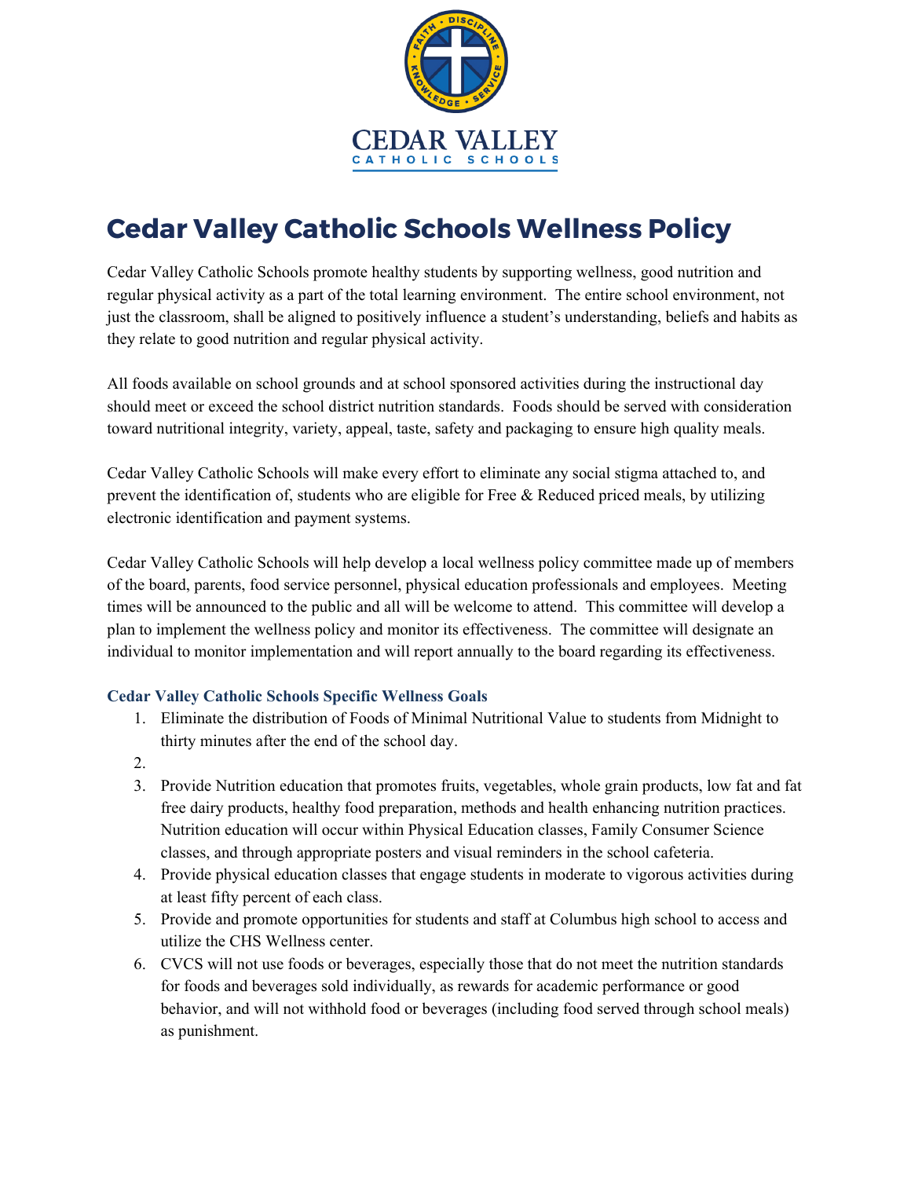# Cedar Valley Catholic Schools Wellness Policy

Cedar Valley Catholic Schools promote healthy students by supporting wellness, good nutrition and regular physical activity as a part of the total learning environment. The entire school environment, not just the classroom, shall be aligned to positively influence a student's understanding, beliefs and habits as they relate to good nutrition and regular physical activity.

All foods available on school grounds and at school sponsored activities during the instructional day should meet or exceed the school district nutrition standards. Foods should be served with consideration toward nutritional integrity, variety, appeal, taste, safety and packaging to ensure high quality meals.

Cedar Valley Catholic Schools will make every effort to eliminate any social stigma attached to, and prevent the identification of, students who are eligible for Free & Reduced priced meals, by utilizing electronic identification and payment systems.

Cedar Valley Catholic Schools will help develop a local wellness policy committee made up of members of the board, parents, food service personnel, physical education professionals and employees. Meeting times will be announced to the public and all will be welcome to attend. This committee will develop a plan to implement the wellness policy and monitor its effectiveness. The committee will designate an individual to monitor implementation and will report annually to the board regarding its effectiveness.

### Cedar Valley Catholic Schools Specific Wellness Goals

1. Eliminate the distribution of Foods of Minimal Nutritional Value to students from Midnight to thirty minutes after the end of the school day.
2. 
3. Provide Nutrition education that promotes fruits, vegetables, whole grain products, low fat and fat free dairy products, healthy food preparation, methods and health enhancing nutrition practices. Nutrition education will occur within Physical Education classes, Family Consumer Science classes, and through appropriate posters and visual reminders in the school cafeteria.
4. Provide physical education classes that engage students in moderate to vigorous activities during at least fifty percent of each class.
5. Provide and promote opportunities for students and staff at Columbus high school to access and utilize the CHS Wellness center.
6. CVCS will not use foods or beverages, especially those that do not meet the nutrition standards for foods and beverages sold individually, as rewards for academic performance or good behavior, and will not withhold food or beverages (including food served through school meals) as punishment.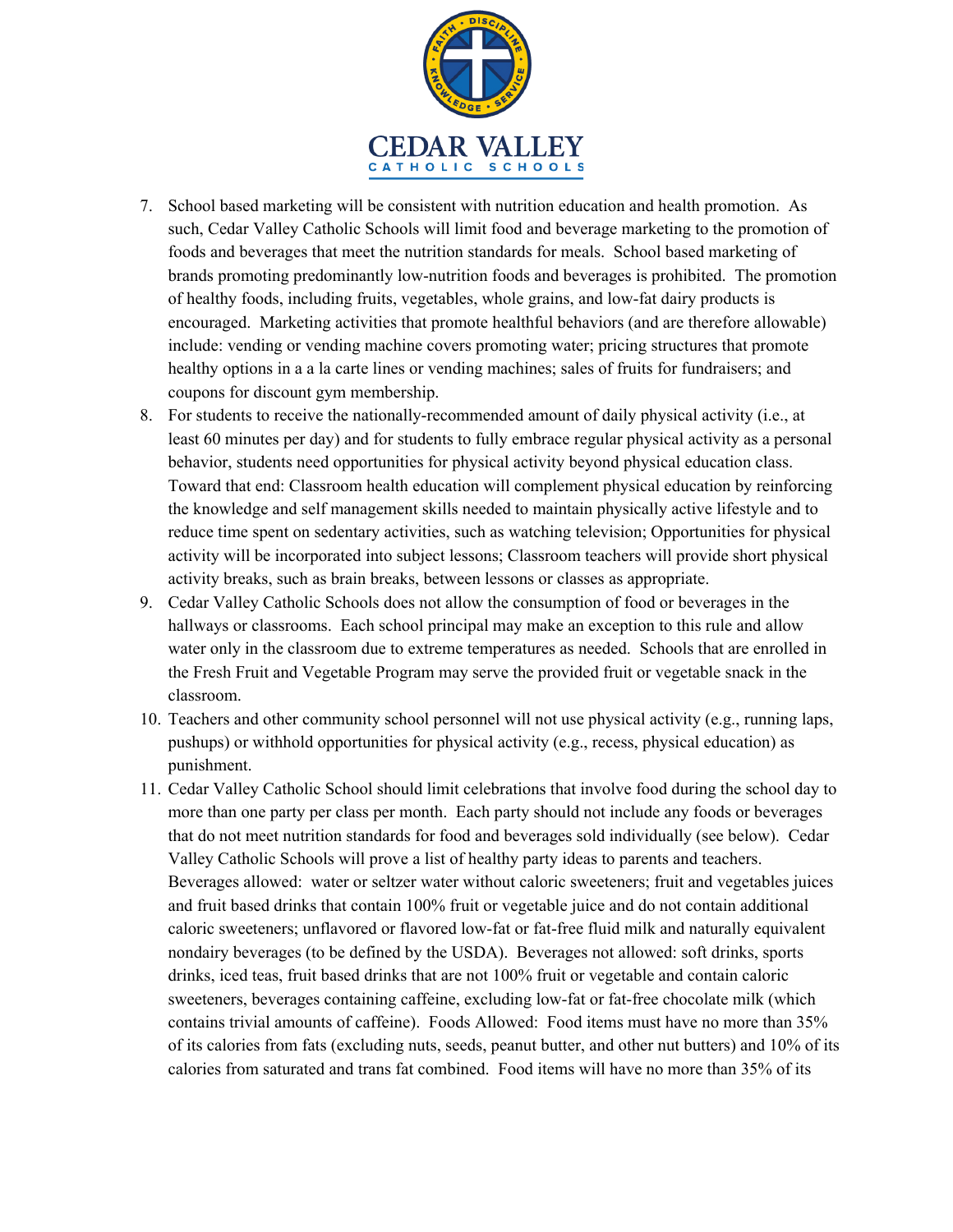7. School based marketing will be consistent with nutrition education and health promotion. As such, Cedar Valley Catholic Schools will limit food and beverage marketing to the promotion of foods and beverages that meet the nutrition standards for meals. School based marketing of brands promoting predominantly low-nutrition foods and beverages is prohibited. The promotion of healthy foods, including fruits, vegetables, whole grains, and low-fat dairy products is encouraged. Marketing activities that promote healthful behaviors (and are therefore allowable) include: vending or vending machine covers promoting water; pricing structures that promote healthy options in a a la carte lines or vending machines; sales of fruits for fundraisers; and coupons for discount gym membership.
8. For students to receive the nationally-recommended amount of daily physical activity (i.e., at least 60 minutes per day) and for students to fully embrace regular physical activity as a personal behavior, students need opportunities for physical activity beyond physical education class. Toward that end: Classroom health education will complement physical education by reinforcing the knowledge and self management skills needed to maintain physically active lifestyle and to reduce time spent on sedentary activities, such as watching television; Opportunities for physical activity will be incorporated into subject lessons; Classroom teachers will provide short physical activity breaks, such as brain breaks, between lessons or classes as appropriate.
9. Cedar Valley Catholic Schools does not allow the consumption of food or beverages in the hallways or classrooms. Each school principal may make an exception to this rule and allow water only in the classroom due to extreme temperatures as needed. Schools that are enrolled in the Fresh Fruit and Vegetable Program may serve the provided fruit or vegetable snack in the classroom.
10. Teachers and other community school personnel will not use physical activity (e.g., running laps, pushups) or withhold opportunities for physical activity (e.g., recess, physical education) as punishment.
11. Cedar Valley Catholic School should limit celebrations that involve food during the school day to more than one party per class per month. Each party should not include any foods or beverages that do not meet nutrition standards for food and beverages sold individually (see below). Cedar Valley Catholic Schools will prove a list of healthy party ideas to parents and teachers. Beverages allowed: water or seltzer water without caloric sweeteners; fruit and vegetables juices and fruit based drinks that contain 100% fruit or vegetable juice and do not contain additional caloric sweeteners; unflavored or flavored low-fat or fat-free fluid milk and naturally equivalent nondairy beverages (to be defined by the USDA). Beverages not allowed: soft drinks, sports drinks, iced teas, fruit based drinks that are not 100% fruit or vegetable and contain caloric sweeteners, beverages containing caffeine, excluding low-fat or fat-free chocolate milk (which contains trivial amounts of caffeine). Foods Allowed: Food items must have no more than 35% of its calories from fats (excluding nuts, seeds, peanut butter, and other nut butters) and 10% of its calories from saturated and trans fat combined. Food items will have no more than 35% of its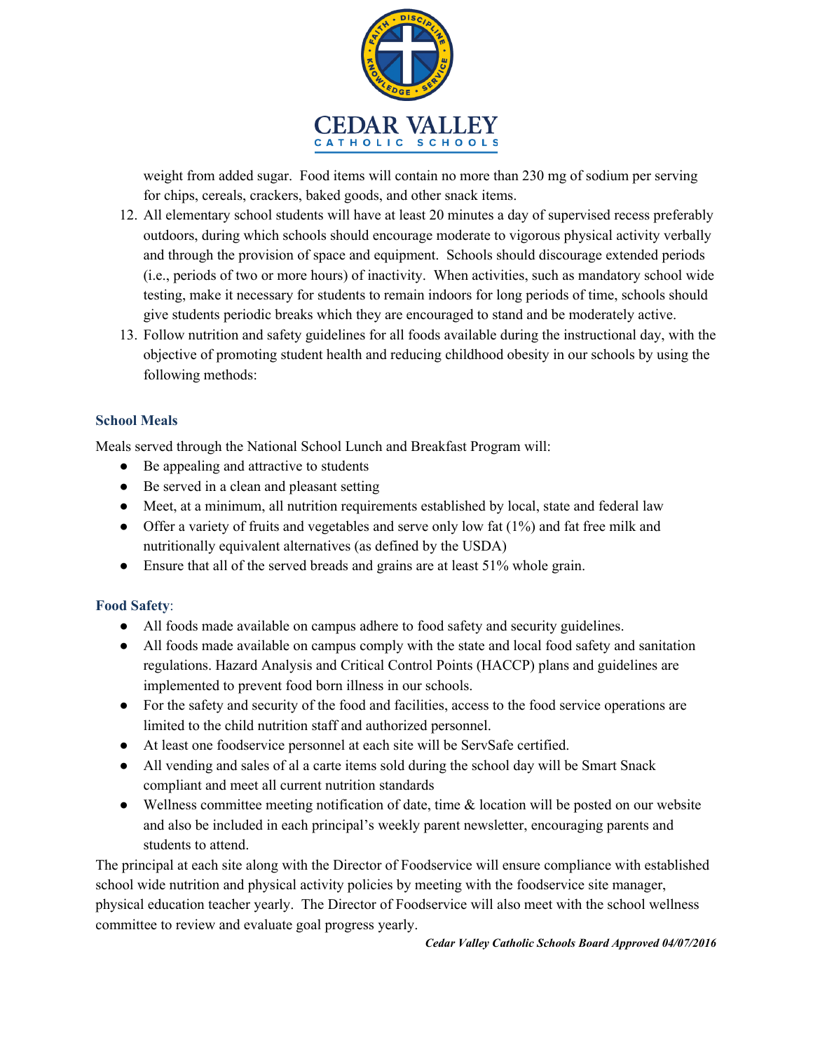weight from added sugar. Food items will contain no more than 230 mg of sodium per serving for chips, cereals, crackers, baked goods, and other snack items.

12. All elementary school students will have at least 20 minutes a day of supervised recess preferably outdoors, during which schools should encourage moderate to vigorous physical activity verbally and through the provision of space and equipment. Schools should discourage extended periods (i.e., periods of two or more hours) of inactivity. When activities, such as mandatory school wide testing, make it necessary for students to remain indoors for long periods of time, schools should give students periodic breaks which they are encouraged to stand and be moderately active.
13. Follow nutrition and safety guidelines for all foods available during the instructional day, with the objective of promoting student health and reducing childhood obesity in our schools by using the following methods:

### School Meals

Meals served through the National School Lunch and Breakfast Program will:

- Be appealing and attractive to students
- Be served in a clean and pleasant setting
- Meet, at a minimum, all nutrition requirements established by local, state and federal law
- Offer a variety of fruits and vegetables and serve only low fat (1%) and fat free milk and nutritionally equivalent alternatives (as defined by the USDA)
- Ensure that all of the served breads and grains are at least 51% whole grain.

### Food Safety:

- All foods made available on campus adhere to food safety and security guidelines.
- All foods made available on campus comply with the state and local food safety and sanitation regulations. Hazard Analysis and Critical Control Points (HACCP) plans and guidelines are implemented to prevent food born illness in our schools.
- For the safety and security of the food and facilities, access to the food service operations are limited to the child nutrition staff and authorized personnel.
- At least one foodservice personnel at each site will be ServSafe certified.
- All vending and sales of al a carte items sold during the school day will be Smart Snack compliant and meet all current nutrition standards
- Wellness committee meeting notification of date, time & location will be posted on our website and also be included in each principal's weekly parent newsletter, encouraging parents and students to attend.

The principal at each site along with the Director of Foodservice will ensure compliance with established school wide nutrition and physical activity policies by meeting with the foodservice site manager, physical education teacher yearly. The Director of Foodservice will also meet with the school wellness committee to review and evaluate goal progress yearly.

***Cedar Valley Catholic Schools Board Approved 04/07/2016***